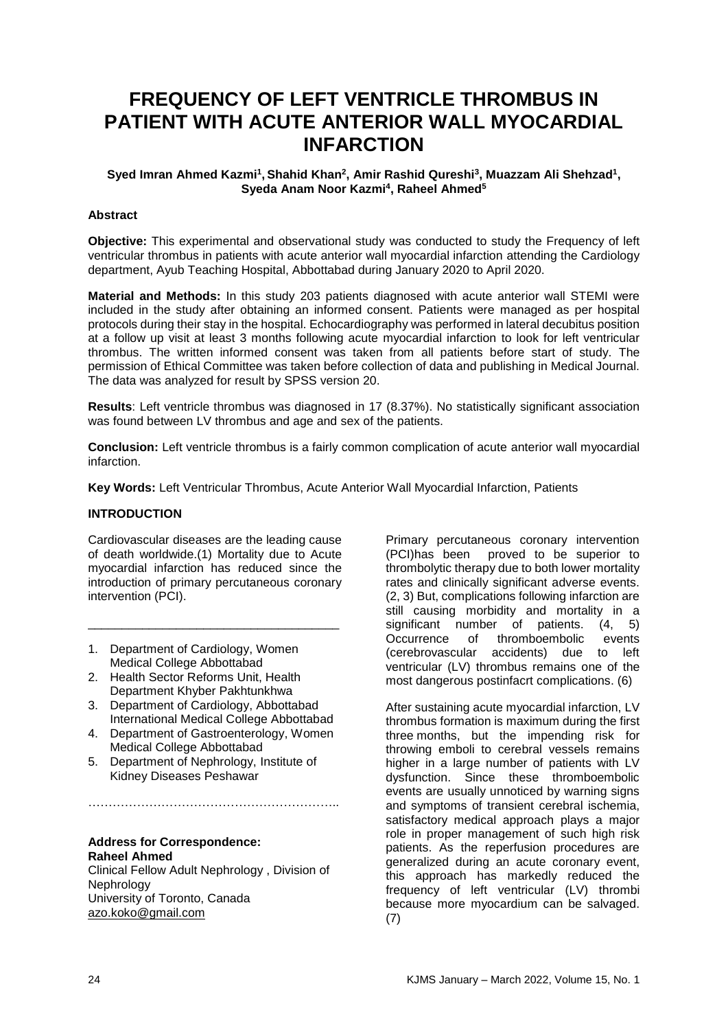# FREQUENCY OF LEFT VENTRICLE THROMBUS IN PATIENT WITH ACUTE ANTERIOR WALL MYOCARDIAL INFARCTION

**Syed Imran Ahmed Kazmi[1], Shahid Khan[2], Amir Rashid Qureshi[3], Muazzam Ali Shehzad[1], Syeda Anam Noor Kazmi[4], Raheel Ahmed[5]**

### Abstract

**Objective:** This experimental and observational study was conducted to study the Frequency of left ventricular thrombus in patients with acute anterior wall myocardial infarction attending the Cardiology department, Ayub Teaching Hospital, Abbottabad during January 2020 to April 2020.

**Material and Methods:** In this study 203 patients diagnosed with acute anterior wall STEMI were included in the study after obtaining an informed consent. Patients were managed as per hospital protocols during their stay in the hospital. Echocardiography was performed in lateral decubitus position at a follow up visit at least 3 months following acute myocardial infarction to look for left ventricular thrombus. The written informed consent was taken from all patients before start of study. The permission of Ethical Committee was taken before collection of data and publishing in Medical Journal. The data was analyzed for result by SPSS version 20.

**Results**: Left ventricle thrombus was diagnosed in 17 (8.37%). No statistically significant association was found between LV thrombus and age and sex of the patients.

**Conclusion:** Left ventricle thrombus is a fairly common complication of acute anterior wall myocardial infarction.

**Key Words:** Left Ventricular Thrombus, Acute Anterior Wall Myocardial Infarction, Patients

### INTRODUCTION

Cardiovascular diseases are the leading cause of death worldwide.(1) Mortality due to Acute myocardial infarction has reduced since the introduction of primary percutaneous coronary intervention (PCI).

Primary percutaneous coronary intervention (PCI)has been proved to be superior to thrombolytic therapy due to both lower mortality rates and clinically significant adverse events. (2, 3) But, complications following infarction are still causing morbidity and mortality in a significant number of patients. (4, 5) Occurrence of thromboembolic events (cerebrovascular accidents) due to left ventricular (LV) thrombus remains one of the most dangerous postinfacrt complications. (6)

After sustaining acute myocardial infarction, LV thrombus formation is maximum during the first three months, but the impending risk for throwing emboli to cerebral vessels remains higher in a large number of patients with LV dysfunction. Since these thromboembolic events are usually unnoticed by warning signs and symptoms of transient cerebral ischemia, satisfactory medical approach plays a major role in proper management of such high risk patients. As the reperfusion procedures are generalized during an acute coronary event, this approach has markedly reduced the frequency of left ventricular (LV) thrombi because more myocardium can be salvaged. (7)

---

1. Department of Cardiology, Women Medical College Abbottabad
2. Health Sector Reforms Unit, Health Department Khyber Pakhtunkhwa
3. Department of Cardiology, Abbottabad International Medical College Abbottabad
4. Department of Gastroenterology, Women Medical College Abbottabad
5. Department of Nephrology, Institute of Kidney Diseases Peshawar

**Address for Correspondence:**
**Raheel Ahmed**
Clinical Fellow Adult Nephrology , Division of Nephrology
University of Toronto, Canada
azo.koko@gmail.com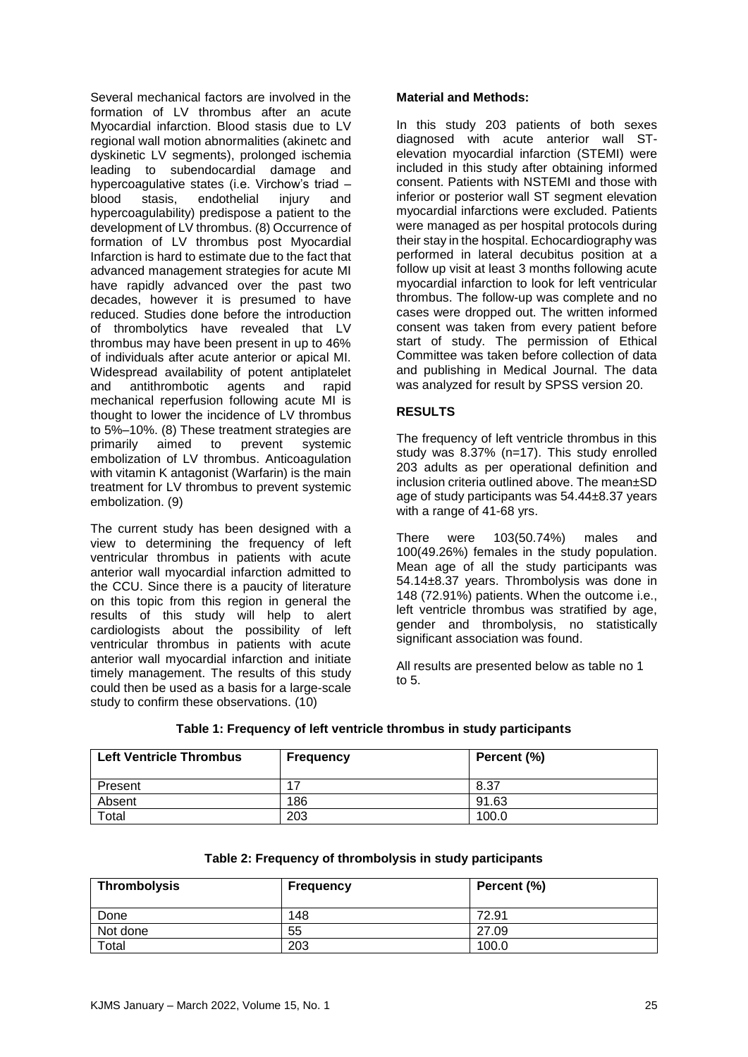Several mechanical factors are involved in the formation of LV thrombus after an acute Myocardial infarction. Blood stasis due to LV regional wall motion abnormalities (akinetc and dyskinetic LV segments), prolonged ischemia leading to subendocardial damage and hypercoagulative states (i.e. Virchow's triad – blood stasis, endothelial injury and hypercoagulability) predispose a patient to the development of LV thrombus. (8) Occurrence of formation of LV thrombus post Myocardial Infarction is hard to estimate due to the fact that advanced management strategies for acute MI have rapidly advanced over the past two decades, however it is presumed to have reduced. Studies done before the introduction of thrombolytics have revealed that LV thrombus may have been present in up to 46% of individuals after acute anterior or apical MI. Widespread availability of potent antiplatelet and antithrombotic agents and rapid mechanical reperfusion following acute MI is thought to lower the incidence of LV thrombus to 5%–10%. (8) These treatment strategies are primarily aimed to prevent systemic embolization of LV thrombus. Anticoagulation with vitamin K antagonist (Warfarin) is the main treatment for LV thrombus to prevent systemic embolization. (9)

The current study has been designed with a view to determining the frequency of left ventricular thrombus in patients with acute anterior wall myocardial infarction admitted to the CCU. Since there is a paucity of literature on this topic from this region in general the results of this study will help to alert cardiologists about the possibility of left ventricular thrombus in patients with acute anterior wall myocardial infarction and initiate timely management. The results of this study could then be used as a basis for a large-scale study to confirm these observations. (10)

**Material and Methods:**

In this study 203 patients of both sexes diagnosed with acute anterior wall ST-elevation myocardial infarction (STEMI) were included in this study after obtaining informed consent. Patients with NSTEMI and those with inferior or posterior wall ST segment elevation myocardial infarctions were excluded. Patients were managed as per hospital protocols during their stay in the hospital. Echocardiography was performed in lateral decubitus position at a follow up visit at least 3 months following acute myocardial infarction to look for left ventricular thrombus. The follow-up was complete and no cases were dropped out. The written informed consent was taken from every patient before start of study. The permission of Ethical Committee was taken before collection of data and publishing in Medical Journal. The data was analyzed for result by SPSS version 20.

## RESULTS

The frequency of left ventricle thrombus in this study was 8.37% (n=17). This study enrolled 203 adults as per operational definition and inclusion criteria outlined above. The mean±SD age of study participants was 54.44±8.37 years with a range of 41-68 yrs.

There were 103(50.74%) males and 100(49.26%) females in the study population. Mean age of all the study participants was 54.14±8.37 years. Thrombolysis was done in 148 (72.91%) patients. When the outcome i.e., left ventricle thrombus was stratified by age, gender and thrombolysis, no statistically significant association was found.

All results are presented below as table no 1 to 5.

**Table 1: Frequency of left ventricle thrombus in study participants**

| Left Ventricle Thrombus | Frequency | Percent (%) |
|---|---|---|
| Present | 17 | 8.37 |
| Absent | 186 | 91.63 |
| Total | 203 | 100.0 |

**Table 2: Frequency of thrombolysis in study participants**

| Thrombolysis | Frequency | Percent (%) |
|---|---|---|
| Done | 148 | 72.91 |
| Not done | 55 | 27.09 |
| Total | 203 | 100.0 |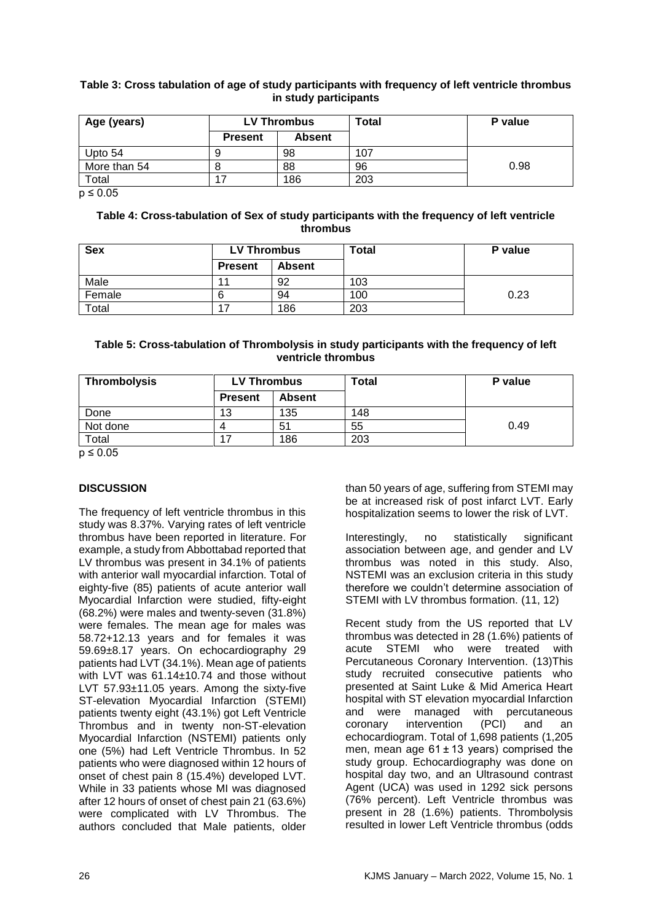**Table 3: Cross tabulation of age of study participants with frequency of left ventricle thrombus in study participants**

| Age (years) | LV Thrombus | | Total | P value |
|---|---|---|---|---|
| | Present | Absent | | |
| Upto 54 | 9 | 98 | 107 | 0.98 |
| More than 54 | 8 | 88 | 96 | |
| Total | 17 | 186 | 203 | |

$p \leq 0.05$

**Table 4: Cross-tabulation of Sex of study participants with the frequency of left ventricle thrombus**

| Sex | LV Thrombus | | Total | P value |
|---|---|---|---|---|
| | Present | Absent | | |
| Male | 11 | 92 | 103 | 0.23 |
| Female | 6 | 94 | 100 | |
| Total | 17 | 186 | 203 | |

**Table 5: Cross-tabulation of Thrombolysis in study participants with the frequency of left ventricle thrombus**

| Thrombolysis | LV Thrombus | | Total | P value |
|---|---|---|---|---|
| | Present | Absent | | |
| Done | 13 | 135 | 148 | 0.49 |
| Not done | 4 | 51 | 55 | |
| Total | 17 | 186 | 203 | |

$p \leq 0.05$

## DISCUSSION

The frequency of left ventricle thrombus in this study was 8.37%. Varying rates of left ventricle thrombus have been reported in literature. For example, a study from Abbottabad reported that LV thrombus was present in 34.1% of patients with anterior wall myocardial infarction. Total of eighty-five (85) patients of acute anterior wall Myocardial Infarction were studied, fifty-eight (68.2%) were males and twenty-seven (31.8%) were females. The mean age for males was 58.72+12.13 years and for females it was 59.69±8.17 years. On echocardiography 29 patients had LVT (34.1%). Mean age of patients with LVT was 61.14±10.74 and those without LVT 57.93±11.05 years. Among the sixty-five ST-elevation Myocardial Infarction (STEMI) patients twenty eight (43.1%) got Left Ventricle Thrombus and in twenty non-ST-elevation Myocardial Infarction (NSTEMI) patients only one (5%) had Left Ventricle Thrombus. In 52 patients who were diagnosed within 12 hours of onset of chest pain 8 (15.4%) developed LVT. While in 33 patients whose MI was diagnosed after 12 hours of onset of chest pain 21 (63.6%) were complicated with LV Thrombus. The authors concluded that Male patients, older than 50 years of age, suffering from STEMI may be at increased risk of post infarct LVT. Early hospitalization seems to lower the risk of LVT.

Interestingly, no statistically significant association between age, and gender and LV thrombus was noted in this study. Also, NSTEMI was an exclusion criteria in this study therefore we couldn't determine association of STEMI with LV thrombus formation. (11, 12)

Recent study from the US reported that LV thrombus was detected in 28 (1.6%) patients of acute STEMI who were treated with Percutaneous Coronary Intervention. (13)This study recruited consecutive patients who presented at Saint Luke & Mid America Heart hospital with ST elevation myocardial Infarction and were managed with percutaneous coronary intervention (PCI) and an echocardiogram. Total of 1,698 patients (1,205 men, mean age 61 ± 13 years) comprised the study group. Echocardiography was done on hospital day two, and an Ultrasound contrast Agent (UCA) was used in 1292 sick persons (76% percent). Left Ventricle thrombus was present in 28 (1.6%) patients. Thrombolysis resulted in lower Left Ventricle thrombus (odds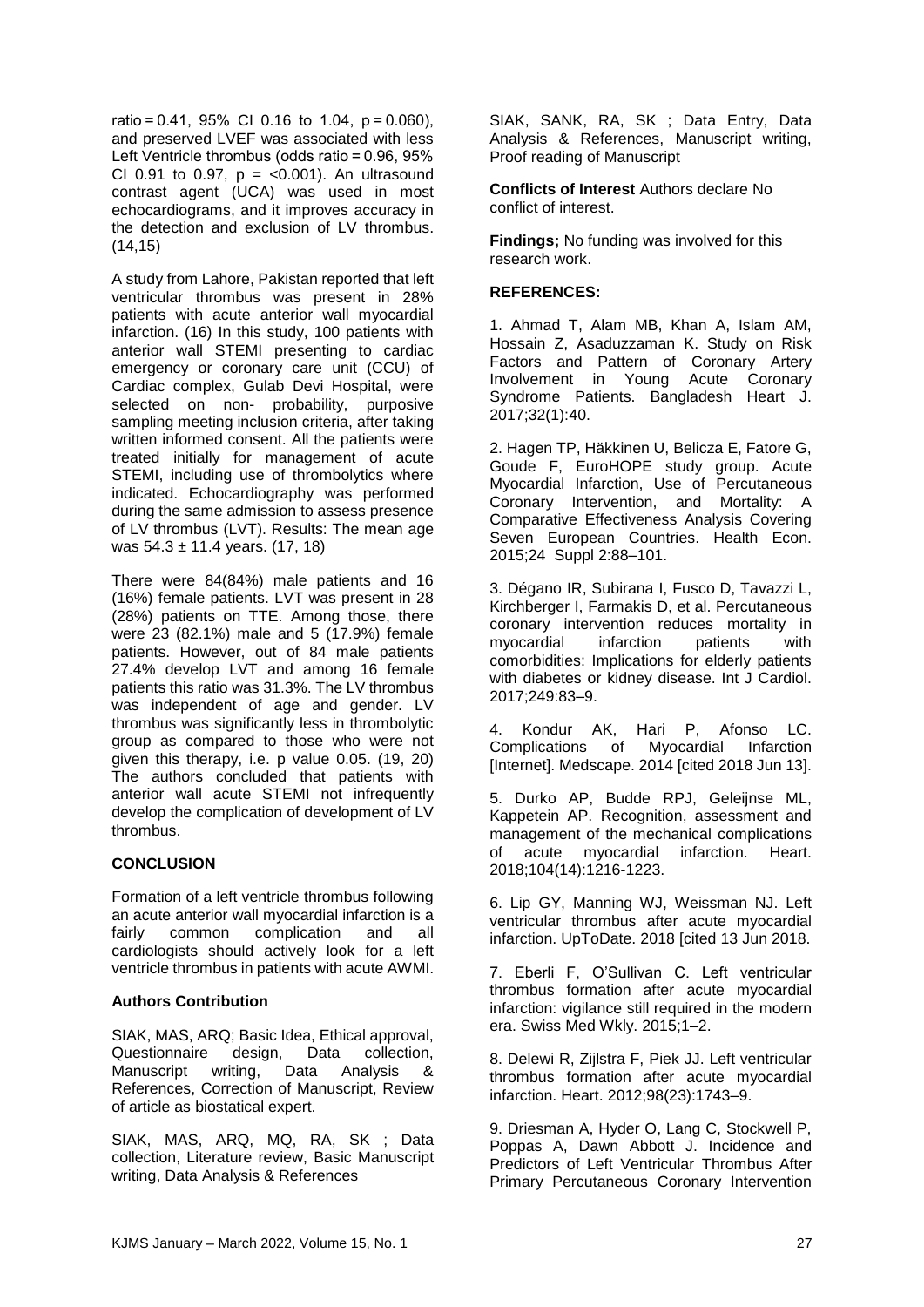ratio = 0.41, 95% CI 0.16 to 1.04, $p = 0.060$), and preserved LVEF was associated with less Left Ventricle thrombus (odds ratio = 0.96, 95% CI 0.91 to 0.97, $p = <0.001$). An ultrasound contrast agent (UCA) was used in most echocardiograms, and it improves accuracy in the detection and exclusion of LV thrombus. (14,15)

A study from Lahore, Pakistan reported that left ventricular thrombus was present in 28% patients with acute anterior wall myocardial infarction. (16) In this study, 100 patients with anterior wall STEMI presenting to cardiac emergency or coronary care unit (CCU) of Cardiac complex, Gulab Devi Hospital, were selected on non- probability, purposive sampling meeting inclusion criteria, after taking written informed consent. All the patients were treated initially for management of acute STEMI, including use of thrombolytics where indicated. Echocardiography was performed during the same admission to assess presence of LV thrombus (LVT). Results: The mean age was 54.3 ± 11.4 years. (17, 18)

There were 84(84%) male patients and 16 (16%) female patients. LVT was present in 28 (28%) patients on TTE. Among those, there were 23 (82.1%) male and 5 (17.9%) female patients. However, out of 84 male patients 27.4% develop LVT and among 16 female patients this ratio was 31.3%. The LV thrombus was independent of age and gender. LV thrombus was significantly less in thrombolytic group as compared to those who were not given this therapy, i.e. p value 0.05. (19, 20) The authors concluded that patients with anterior wall acute STEMI not infrequently develop the complication of development of LV thrombus.

## CONCLUSION

Formation of a left ventricle thrombus following an acute anterior wall myocardial infarction is a fairly common complication and all cardiologists should actively look for a left ventricle thrombus in patients with acute AWMI.

### Authors Contribution

SIAK, MAS, ARQ; Basic Idea, Ethical approval, Questionnaire design, Data collection, Manuscript writing, Data Analysis & References, Correction of Manuscript, Review of article as biostatical expert.

SIAK, MAS, ARQ, MQ, RA, SK ; Data collection, Literature review, Basic Manuscript writing, Data Analysis & References

SIAK, SANK, RA, SK ; Data Entry, Data Analysis & References, Manuscript writing, Proof reading of Manuscript

**Conflicts of Interest** Authors declare No conflict of interest.

**Findings;** No funding was involved for this research work.

### REFERENCES:

1. Ahmad T, Alam MB, Khan A, Islam AM, Hossain Z, Asaduzzaman K. Study on Risk Factors and Pattern of Coronary Artery Involvement in Young Acute Coronary Syndrome Patients. Bangladesh Heart J. 2017;32(1):40.

2. Hagen TP, Häkkinen U, Belicza E, Fatore G, Goude F, EuroHOPE study group. Acute Myocardial Infarction, Use of Percutaneous Coronary Intervention, and Mortality: A Comparative Effectiveness Analysis Covering Seven European Countries. Health Econ. 2015;24 Suppl 2:88–101.

3. Dégano IR, Subirana I, Fusco D, Tavazzi L, Kirchberger I, Farmakis D, et al. Percutaneous coronary intervention reduces mortality in myocardial infarction patients with comorbidities: Implications for elderly patients with diabetes or kidney disease. Int J Cardiol. 2017;249:83–9.

4. Kondur AK, Hari P, Afonso LC. Complications of Myocardial Infarction [Internet]. Medscape. 2014 [cited 2018 Jun 13].

5. Durko AP, Budde RPJ, Geleijnse ML, Kappetein AP. Recognition, assessment and management of the mechanical complications of acute myocardial infarction. Heart. 2018;104(14):1216-1223.

6. Lip GY, Manning WJ, Weissman NJ. Left ventricular thrombus after acute myocardial infarction. UpToDate. 2018 [cited 13 Jun 2018.

7. Eberli F, O'Sullivan C. Left ventricular thrombus formation after acute myocardial infarction: vigilance still required in the modern era. Swiss Med Wkly. 2015;1–2.

8. Delewi R, Zijlstra F, Piek JJ. Left ventricular thrombus formation after acute myocardial infarction. Heart. 2012;98(23):1743–9.

9. Driesman A, Hyder O, Lang C, Stockwell P, Poppas A, Dawn Abbott J. Incidence and Predictors of Left Ventricular Thrombus After Primary Percutaneous Coronary Intervention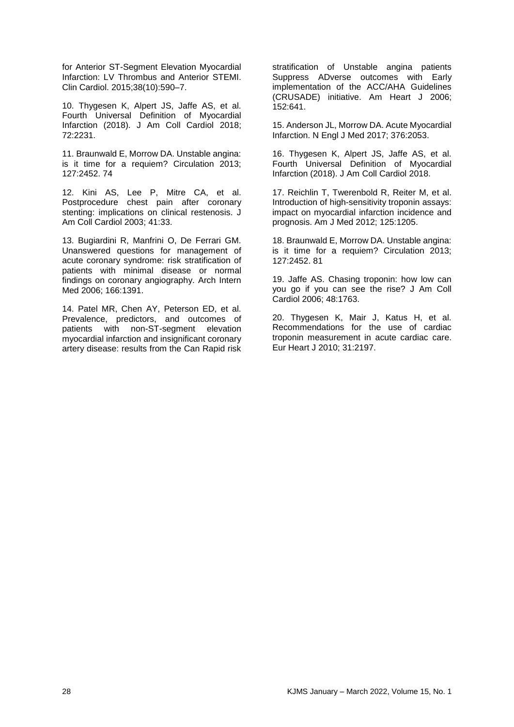for Anterior ST-Segment Elevation Myocardial Infarction: LV Thrombus and Anterior STEMI. Clin Cardiol. 2015;38(10):590–7.

10. Thygesen K, Alpert JS, Jaffe AS, et al. Fourth Universal Definition of Myocardial Infarction (2018). J Am Coll Cardiol 2018; 72:2231.

11. Braunwald E, Morrow DA. Unstable angina: is it time for a requiem? Circulation 2013; 127:2452. 74

12. Kini AS, Lee P, Mitre CA, et al. Postprocedure chest pain after coronary stenting: implications on clinical restenosis. J Am Coll Cardiol 2003; 41:33.

13. Bugiardini R, Manfrini O, De Ferrari GM. Unanswered questions for management of acute coronary syndrome: risk stratification of patients with minimal disease or normal findings on coronary angiography. Arch Intern Med 2006; 166:1391.

14. Patel MR, Chen AY, Peterson ED, et al. Prevalence, predictors, and outcomes of patients with non-ST-segment elevation myocardial infarction and insignificant coronary artery disease: results from the Can Rapid risk stratification of Unstable angina patients Suppress ADverse outcomes with Early implementation of the ACC/AHA Guidelines (CRUSADE) initiative. Am Heart J 2006; 152:641.

15. Anderson JL, Morrow DA. Acute Myocardial Infarction. N Engl J Med 2017; 376:2053.

16. Thygesen K, Alpert JS, Jaffe AS, et al. Fourth Universal Definition of Myocardial Infarction (2018). J Am Coll Cardiol 2018.

17. Reichlin T, Twerenbold R, Reiter M, et al. Introduction of high-sensitivity troponin assays: impact on myocardial infarction incidence and prognosis. Am J Med 2012; 125:1205.

18. Braunwald E, Morrow DA. Unstable angina: is it time for a requiem? Circulation 2013; 127:2452. 81

19. Jaffe AS. Chasing troponin: how low can you go if you can see the rise? J Am Coll Cardiol 2006; 48:1763.

20. Thygesen K, Mair J, Katus H, et al. Recommendations for the use of cardiac troponin measurement in acute cardiac care. Eur Heart J 2010; 31:2197.